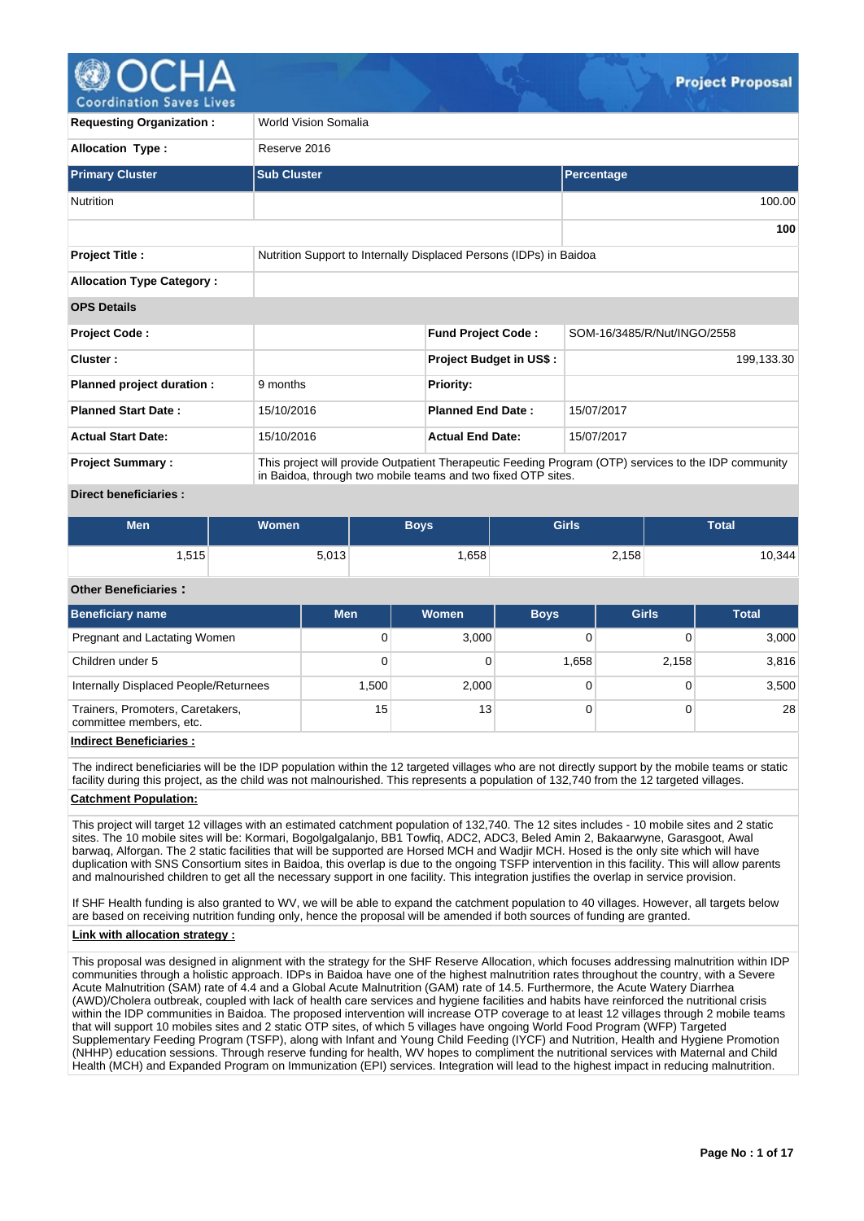# Project Proposal

| | | | |
|---|---|---|---|
| **Requesting Organization :** | World Vision Somalia | | |
| **Allocation Type :** | Reserve 2016 | | |

| Primary Cluster | Sub Cluster | Percentage |
|---|---|---|
| Nutrition | | 100.00 |
| | | **100** |

| | | | |
|---|---|---|---|
| **Project Title :** | Nutrition Support to Internally Displaced Persons (IDPs) in Baidoa | | |
| **Allocation Type Category :** | | | |
| **OPS Details** | | | |
| **Project Code :** | | **Fund Project Code :** | SOM-16/3485/R/Nut/INGO/2558 |
| **Cluster :** | | **Project Budget in US$ :** | 199,133.30 |
| **Planned project duration :** | 9 months | **Priority:** | |
| **Planned Start Date :** | 15/10/2016 | **Planned End Date :** | 15/07/2017 |
| **Actual Start Date:** | 15/10/2016 | **Actual End Date:** | 15/07/2017 |
| **Project Summary :** | This project will provide Outpatient Therapeutic Feeding Program (OTP) services to the IDP community in Baidoa, through two mobile teams and two fixed OTP sites. | | |

**Direct beneficiaries :**

| Men | Women | Boys | Girls | Total |
|---|---|---|---|---|
| 1,515 | 5,013 | 1,658 | 2,158 | 10,344 |

**Other Beneficiaries :**

| Beneficiary name | Men | Women | Boys | Girls | Total |
|---|---|---|---|---|---|
| Pregnant and Lactating Women | 0 | 3,000 | 0 | 0 | 3,000 |
| Children under 5 | 0 | 0 | 1,658 | 2,158 | 3,816 |
| Internally Displaced People/Returnees | 1,500 | 2,000 | 0 | 0 | 3,500 |
| Trainers, Promoters, Caretakers, committee members, etc. | 15 | 13 | 0 | 0 | 28 |

**Indirect Beneficiaries :**

The indirect beneficiaries will be the IDP population within the 12 targeted villages who are not directly support by the mobile teams or static facility during this project, as the child was not malnourished. This represents a population of 132,740 from the 12 targeted villages.

**Catchment Population:**

This project will target 12 villages with an estimated catchment population of 132,740. The 12 sites includes - 10 mobile sites and 2 static sites. The 10 mobile sites will be: Kormari, Bogolgalganjo, BB1 Towfiq, ADC2, ADC3, Beled Amin 2, Bakaarwyne, Garasgoot, Awal barwaq, Alforgan. The 2 static facilities that will be supported are Horsed MCH and Wadjir MCH. Hosed is the only site which will have duplication with SNS Consortium sites in Baidoa, this overlap is due to the ongoing TSFP intervention in this facility. This will allow parents and malnourished children to get all the necessary support in one facility. This integration justifies the overlap in service provision.

If SHF Health funding is also granted to WV, we will be able to expand the catchment population to 40 villages. However, all targets below are based on receiving nutrition funding only, hence the proposal will be amended if both sources of funding are granted.

**Link with allocation strategy :**

This proposal was designed in alignment with the strategy for the SHF Reserve Allocation, which focuses addressing malnutrition within IDP communities through a holistic approach. IDPs in Baidoa have one of the highest malnutrition rates throughout the country, with a Severe Acute Malnutrition (SAM) rate of 4.4 and a Global Acute Malnutrition (GAM) rate of 14.5. Furthermore, the Acute Watery Diarrhea (AWD)/Cholera outbreak, coupled with lack of health care services and hygiene facilities and habits have reinforced the nutritional crisis within the IDP communities in Baidoa. The proposed intervention will increase OTP coverage to at least 12 villages through 2 mobile teams that will support 10 mobiles sites and 2 static OTP sites, of which 5 villages have ongoing World Food Program (WFP) Targeted Supplementary Feeding Program (TSFP), along with Infant and Young Child Feeding (IYCF) and Nutrition, Health and Hygiene Promotion (NHHP) education sessions. Through reserve funding for health, WV hopes to compliment the nutritional services with Maternal and Child Health (MCH) and Expanded Program on Immunization (EPI) services. Integration will lead to the highest impact in reducing malnutrition.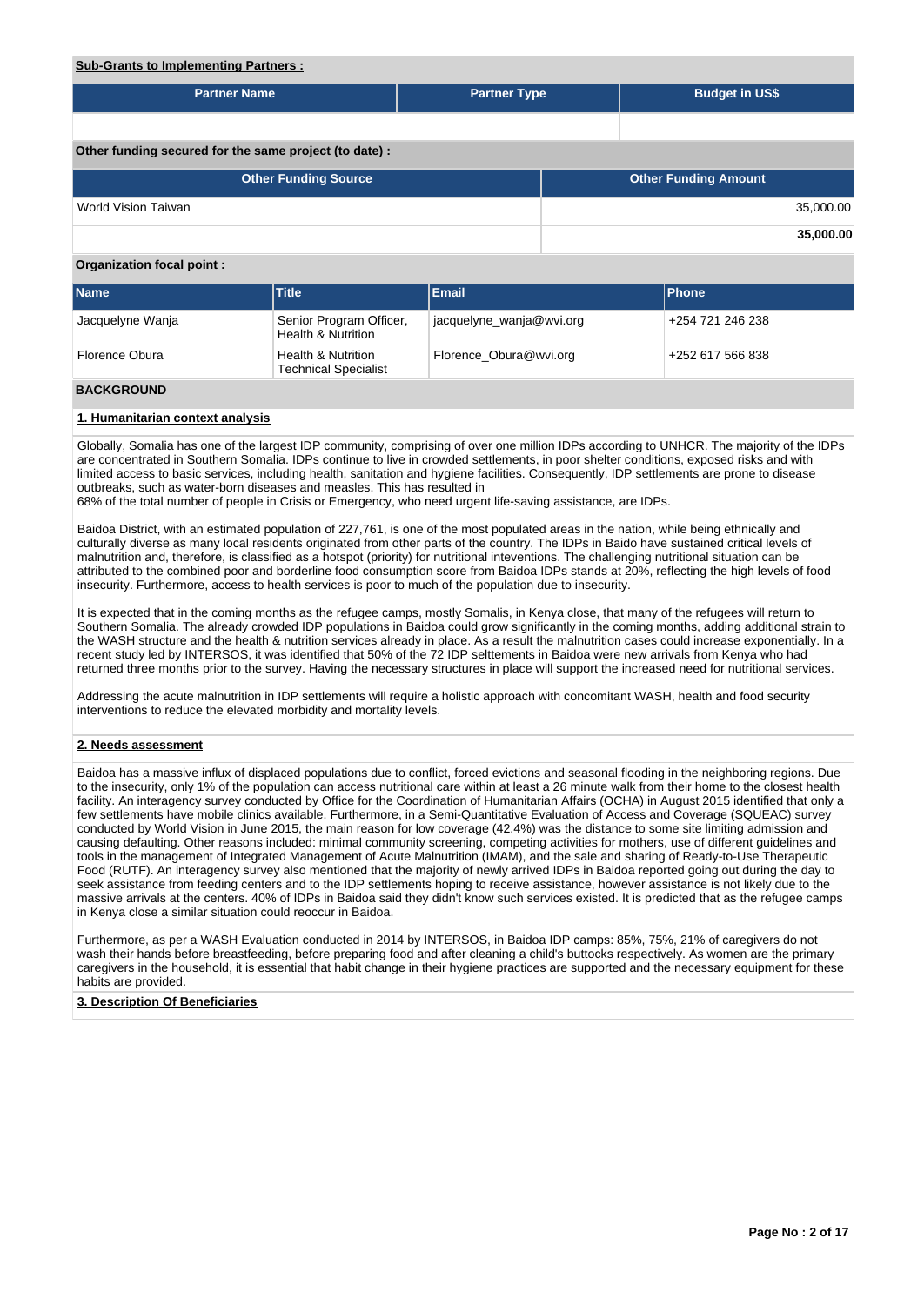**Sub-Grants to Implementing Partners :**

| Partner Name | Partner Type | Budget in US$ |
|---|---|---|
| | | |

**Other funding secured for the same project (to date) :**

| Other Funding Source | Other Funding Amount |
|---|---|
| World Vision Taiwan | 35,000.00 |
| | **35,000.00** |

**Organization focal point :**

| Name | Title | Email | Phone |
|---|---|---|---|
| Jacquelyne Wanja | Senior Program Officer, Health & Nutrition | jacquelyne_wanja@wvi.org | +254 721 246 238 |
| Florence Obura | Health & Nutrition Technical Specialist | Florence_Obura@wvi.org | +252 617 566 838 |

## BACKGROUND

### 1. Humanitarian context analysis

Globally, Somalia has one of the largest IDP community, comprising of over one million IDPs according to UNHCR. The majority of the IDPs are concentrated in Southern Somalia. IDPs continue to live in crowded settlements, in poor shelter conditions, exposed risks and with limited access to basic services, including health, sanitation and hygiene facilities. Consequently, IDP settlements are prone to disease outbreaks, such as water-born diseases and measles. This has resulted in
68% of the total number of people in Crisis or Emergency, who need urgent life-saving assistance, are IDPs.

Baidoa District, with an estimated population of 227,761, is one of the most populated areas in the nation, while being ethnically and culturally diverse as many local residents originated from other parts of the country. The IDPs in Baido have sustained critical levels of malnutrition and, therefore, is classified as a hotspot (priority) for nutritional inteventions. The challenging nutritional situation can be attributed to the combined poor and borderline food consumption score from Baidoa IDPs stands at 20%, reflecting the high levels of food insecurity. Furthermore, access to health services is poor to much of the population due to insecurity.

It is expected that in the coming months as the refugee camps, mostly Somalis, in Kenya close, that many of the refugees will return to Southern Somalia. The already crowded IDP populations in Baidoa could grow significantly in the coming months, adding additional strain to the WASH structure and the health & nutrition services already in place. As a result the malnutrition cases could increase exponentially. In a recent study led by INTERSOS, it was identified that 50% of the 72 IDP selttements in Baidoa were new arrivals from Kenya who had returned three months prior to the survey. Having the necessary structures in place will support the increased need for nutritional services.

Addressing the acute malnutrition in IDP settlements will require a holistic approach with concomitant WASH, health and food security interventions to reduce the elevated morbidity and mortality levels.

### 2. Needs assessment

Baidoa has a massive influx of displaced populations due to conflict, forced evictions and seasonal flooding in the neighboring regions. Due to the insecurity, only 1% of the population can access nutritional care within at least a 26 minute walk from their home to the closest health facility. An interagency survey conducted by Office for the Coordination of Humanitarian Affairs (OCHA) in August 2015 identified that only a few settlements have mobile clinics available. Furthermore, in a Semi-Quantitative Evaluation of Access and Coverage (SQUEAC) survey conducted by World Vision in June 2015, the main reason for low coverage (42.4%) was the distance to some site limiting admission and causing defaulting. Other reasons included: minimal community screening, competing activities for mothers, use of different guidelines and tools in the management of Integrated Management of Acute Malnutrition (IMAM), and the sale and sharing of Ready-to-Use Therapeutic Food (RUTF). An interagency survey also mentioned that the majority of newly arrived IDPs in Baidoa reported going out during the day to seek assistance from feeding centers and to the IDP settlements hoping to receive assistance, however assistance is not likely due to the massive arrivals at the centers. 40% of IDPs in Baidoa said they didn't know such services existed. It is predicted that as the refugee camps in Kenya close a similar situation could reoccur in Baidoa.

Furthermore, as per a WASH Evaluation conducted in 2014 by INTERSOS, in Baidoa IDP camps: 85%, 75%, 21% of caregivers do not wash their hands before breastfeeding, before preparing food and after cleaning a child's buttocks respectively. As women are the primary caregivers in the household, it is essential that habit change in their hygiene practices are supported and the necessary equipment for these habits are provided.

### 3. Description Of Beneficiaries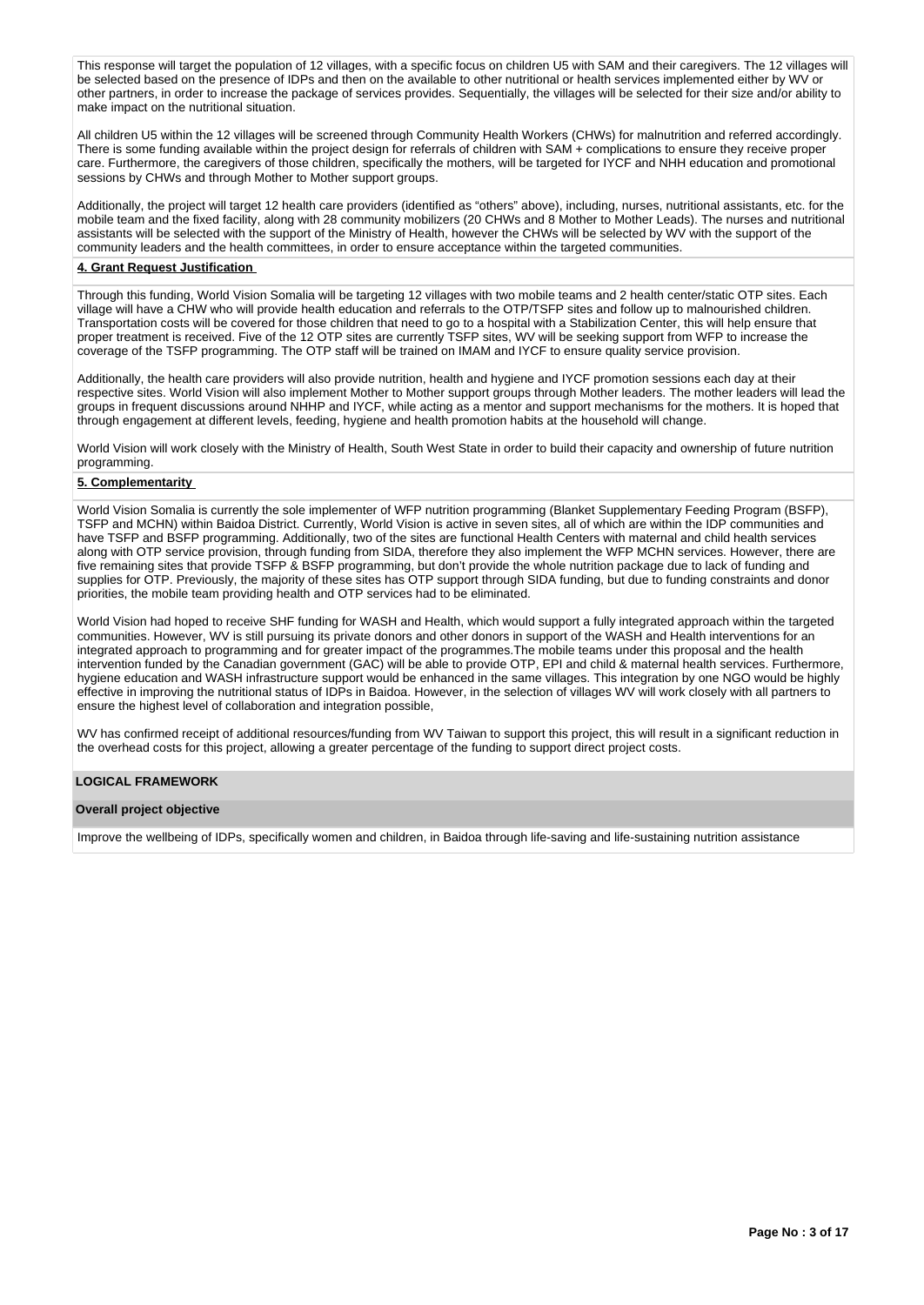This response will target the population of 12 villages, with a specific focus on children U5 with SAM and their caregivers. The 12 villages will be selected based on the presence of IDPs and then on the available to other nutritional or health services implemented either by WV or other partners, in order to increase the package of services provides. Sequentially, the villages will be selected for their size and/or ability to make impact on the nutritional situation.

All children U5 within the 12 villages will be screened through Community Health Workers (CHWs) for malnutrition and referred accordingly. There is some funding available within the project design for referrals of children with SAM + complications to ensure they receive proper care. Furthermore, the caregivers of those children, specifically the mothers, will be targeted for IYCF and NHH education and promotional sessions by CHWs and through Mother to Mother support groups.

Additionally, the project will target 12 health care providers (identified as "others" above), including, nurses, nutritional assistants, etc. for the mobile team and the fixed facility, along with 28 community mobilizers (20 CHWs and 8 Mother to Mother Leads). The nurses and nutritional assistants will be selected with the support of the Ministry of Health, however the CHWs will be selected by WV with the support of the community leaders and the health committees, in order to ensure acceptance within the targeted communities.

**4. Grant Request Justification**

Through this funding, World Vision Somalia will be targeting 12 villages with two mobile teams and 2 health center/static OTP sites. Each village will have a CHW who will provide health education and referrals to the OTP/TSFP sites and follow up to malnourished children. Transportation costs will be covered for those children that need to go to a hospital with a Stabilization Center, this will help ensure that proper treatment is received. Five of the 12 OTP sites are currently TSFP sites, WV will be seeking support from WFP to increase the coverage of the TSFP programming. The OTP staff will be trained on IMAM and IYCF to ensure quality service provision.

Additionally, the health care providers will also provide nutrition, health and hygiene and IYCF promotion sessions each day at their respective sites. World Vision will also implement Mother to Mother support groups through Mother leaders. The mother leaders will lead the groups in frequent discussions around NHHP and IYCF, while acting as a mentor and support mechanisms for the mothers. It is hoped that through engagement at different levels, feeding, hygiene and health promotion habits at the household will change.

World Vision will work closely with the Ministry of Health, South West State in order to build their capacity and ownership of future nutrition programming.

**5. Complementarity**

World Vision Somalia is currently the sole implementer of WFP nutrition programming (Blanket Supplementary Feeding Program (BSFP), TSFP and MCHN) within Baidoa District. Currently, World Vision is active in seven sites, all of which are within the IDP communities and have TSFP and BSFP programming. Additionally, two of the sites are functional Health Centers with maternal and child health services along with OTP service provision, through funding from SIDA, therefore they also implement the WFP MCHN services. However, there are five remaining sites that provide TSFP & BSFP programming, but don't provide the whole nutrition package due to lack of funding and supplies for OTP. Previously, the majority of these sites has OTP support through SIDA funding, but due to funding constraints and donor priorities, the mobile team providing health and OTP services had to be eliminated.

World Vision had hoped to receive SHF funding for WASH and Health, which would support a fully integrated approach within the targeted communities. However, WV is still pursuing its private donors and other donors in support of the WASH and Health interventions for an integrated approach to programming and for greater impact of the programmes.The mobile teams under this proposal and the health intervention funded by the Canadian government (GAC) will be able to provide OTP, EPI and child & maternal health services. Furthermore, hygiene education and WASH infrastructure support would be enhanced in the same villages. This integration by one NGO would be highly effective in improving the nutritional status of IDPs in Baidoa. However, in the selection of villages WV will work closely with all partners to ensure the highest level of collaboration and integration possible,

WV has confirmed receipt of additional resources/funding from WV Taiwan to support this project, this will result in a significant reduction in the overhead costs for this project, allowing a greater percentage of the funding to support direct project costs.

**LOGICAL FRAMEWORK**

**Overall project objective**

Improve the wellbeing of IDPs, specifically women and children, in Baidoa through life-saving and life-sustaining nutrition assistance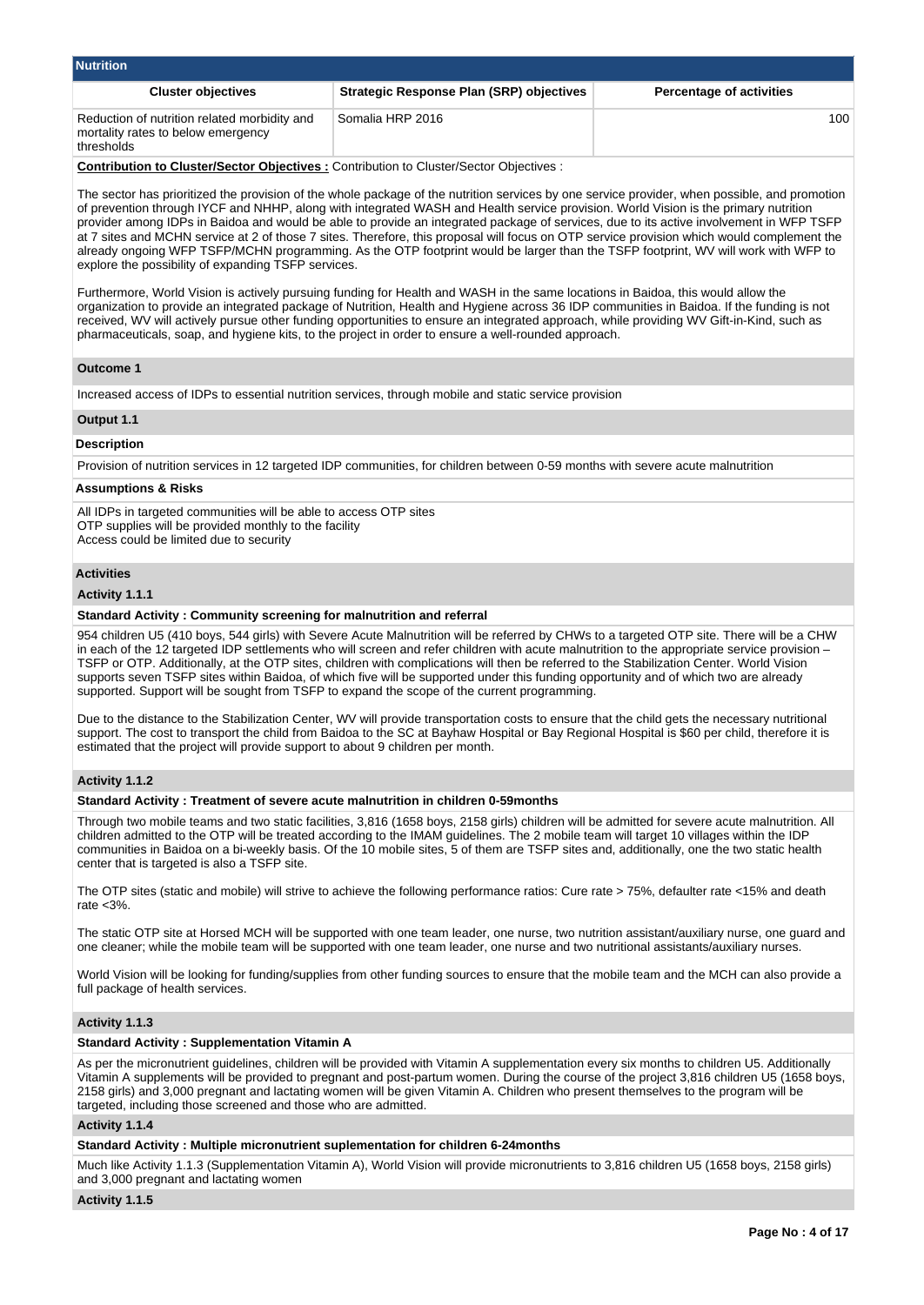## Nutrition

| Cluster objectives | Strategic Response Plan (SRP) objectives | Percentage of activities |
|---|---|---|
| Reduction of nutrition related morbidity and mortality rates to below emergency thresholds | Somalia HRP 2016 | 100 |

**Contribution to Cluster/Sector Objectives :** Contribution to Cluster/Sector Objectives :

The sector has prioritized the provision of the whole package of the nutrition services by one service provider, when possible, and promotion of prevention through IYCF and NHHP, along with integrated WASH and Health service provision. World Vision is the primary nutrition provider among IDPs in Baidoa and would be able to provide an integrated package of services, due to its active involvement in WFP TSFP at 7 sites and MCHN service at 2 of those 7 sites. Therefore, this proposal will focus on OTP service provision which would complement the already ongoing WFP TSFP/MCHN programming. As the OTP footprint would be larger than the TSFP footprint, WV will work with WFP to explore the possibility of expanding TSFP services.

Furthermore, World Vision is actively pursuing funding for Health and WASH in the same locations in Baidoa, this would allow the organization to provide an integrated package of Nutrition, Health and Hygiene across 36 IDP communities in Baidoa. If the funding is not received, WV will actively pursue other funding opportunities to ensure an integrated approach, while providing WV Gift-in-Kind, such as pharmaceuticals, soap, and hygiene kits, to the project in order to ensure a well-rounded approach.

### Outcome 1

Increased access of IDPs to essential nutrition services, through mobile and static service provision

### Output 1.1

**Description**

Provision of nutrition services in 12 targeted IDP communities, for children between 0-59 months with severe acute malnutrition

**Assumptions & Risks**

All IDPs in targeted communities will be able to access OTP sites
OTP supplies will be provided monthly to the facility
Access could be limited due to security

### Activities

**Activity 1.1.1**

**Standard Activity : Community screening for malnutrition and referral**

954 children U5 (410 boys, 544 girls) with Severe Acute Malnutrition will be referred by CHWs to a targeted OTP site. There will be a CHW in each of the 12 targeted IDP settlements who will screen and refer children with acute malnutrition to the appropriate service provision – TSFP or OTP. Additionally, at the OTP sites, children with complications will then be referred to the Stabilization Center. World Vision supports seven TSFP sites within Baidoa, of which five will be supported under this funding opportunity and of which two are already supported. Support will be sought from TSFP to expand the scope of the current programming.

Due to the distance to the Stabilization Center, WV will provide transportation costs to ensure that the child gets the necessary nutritional support. The cost to transport the child from Baidoa to the SC at Bayhaw Hospital or Bay Regional Hospital is $60 per child, therefore it is estimated that the project will provide support to about 9 children per month.

**Activity 1.1.2**

**Standard Activity : Treatment of severe acute malnutrition in children 0-59months**

Through two mobile teams and two static facilities, 3,816 (1658 boys, 2158 girls) children will be admitted for severe acute malnutrition. All children admitted to the OTP will be treated according to the IMAM guidelines. The 2 mobile team will target 10 villages within the IDP communities in Baidoa on a bi-weekly basis. Of the 10 mobile sites, 5 of them are TSFP sites and, additionally, one the two static health center that is targeted is also a TSFP site.

The OTP sites (static and mobile) will strive to achieve the following performance ratios: Cure rate > 75%, defaulter rate <15% and death rate <3%.

The static OTP site at Horsed MCH will be supported with one team leader, one nurse, two nutrition assistant/auxiliary nurse, one guard and one cleaner; while the mobile team will be supported with one team leader, one nurse and two nutritional assistants/auxiliary nurses.

World Vision will be looking for funding/supplies from other funding sources to ensure that the mobile team and the MCH can also provide a full package of health services.

**Activity 1.1.3**

**Standard Activity : Supplementation Vitamin A**

As per the micronutrient guidelines, children will be provided with Vitamin A supplementation every six months to children U5. Additionally Vitamin A supplements will be provided to pregnant and post-partum women. During the course of the project 3,816 children U5 (1658 boys, 2158 girls) and 3,000 pregnant and lactating women will be given Vitamin A. Children who present themselves to the program will be targeted, including those screened and those who are admitted.

**Activity 1.1.4**

**Standard Activity : Multiple micronutrient suplementation for children 6-24months**

Much like Activity 1.1.3 (Supplementation Vitamin A), World Vision will provide micronutrients to 3,816 children U5 (1658 boys, 2158 girls) and 3,000 pregnant and lactating women

**Activity 1.1.5**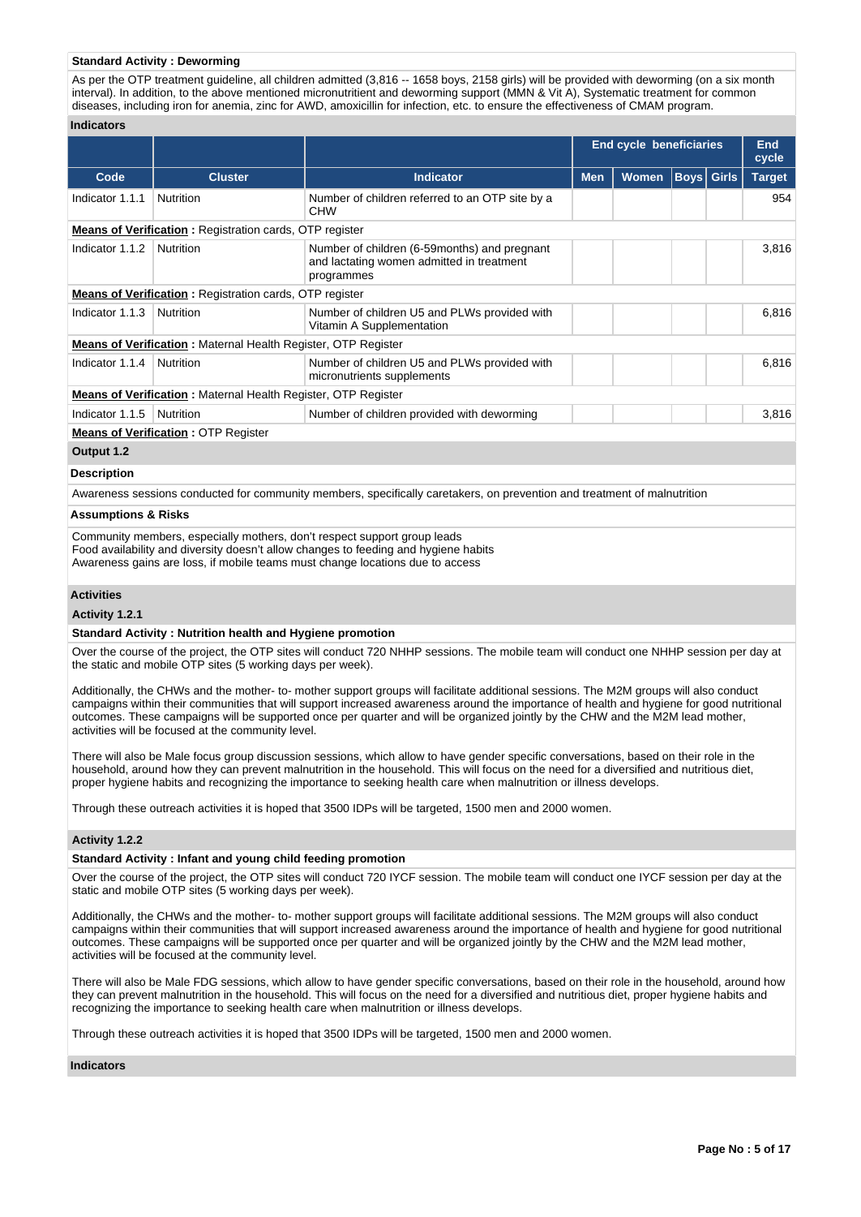**Standard Activity : Deworming**

As per the OTP treatment guideline, all children admitted (3,816 -- 1658 boys, 2158 girls) will be provided with deworming (on a six month interval). In addition, to the above mentioned micronutritient and deworming support (MMN & Vit A), Systematic treatment for common diseases, including iron for anemia, zinc for AWD, amoxicillin for infection, etc. to ensure the effectiveness of CMAM program.

**Indicators**

| | | | End cycle beneficiaries | | | | End cycle |
|---|---|---|---|---|---|---|---|
| Code | Cluster | Indicator | Men | Women | Boys | Girls | Target |
| Indicator 1.1.1 | Nutrition | Number of children referred to an OTP site by a CHW | | | | | 954 |
| **Means of Verification :** Registration cards, OTP register | | | | | | | |
| Indicator 1.1.2 | Nutrition | Number of children (6-59months) and pregnant and lactating women admitted in treatment programmes | | | | | 3,816 |
| **Means of Verification :** Registration cards, OTP register | | | | | | | |
| Indicator 1.1.3 | Nutrition | Number of children U5 and PLWs provided with Vitamin A Supplementation | | | | | 6,816 |
| **Means of Verification :** Maternal Health Register, OTP Register | | | | | | | |
| Indicator 1.1.4 | Nutrition | Number of children U5 and PLWs provided with micronutrients supplements | | | | | 6,816 |
| **Means of Verification :** Maternal Health Register, OTP Register | | | | | | | |
| Indicator 1.1.5 | Nutrition | Number of children provided with deworming | | | | | 3,816 |
| **Means of Verification :** OTP Register | | | | | | | |

**Output 1.2**

**Description**

Awareness sessions conducted for community members, specifically caretakers, on prevention and treatment of malnutrition

**Assumptions & Risks**

Community members, especially mothers, don't respect support group leads
Food availability and diversity doesn't allow changes to feeding and hygiene habits
Awareness gains are loss, if mobile teams must change locations due to access

**Activities**

**Activity 1.2.1**

**Standard Activity : Nutrition health and Hygiene promotion**

Over the course of the project, the OTP sites will conduct 720 NHHP sessions. The mobile team will conduct one NHHP session per day at the static and mobile OTP sites (5 working days per week).

Additionally, the CHWs and the mother- to- mother support groups will facilitate additional sessions. The M2M groups will also conduct campaigns within their communities that will support increased awareness around the importance of health and hygiene for good nutritional outcomes. These campaigns will be supported once per quarter and will be organized jointly by the CHW and the M2M lead mother, activities will be focused at the community level.

There will also be Male focus group discussion sessions, which allow to have gender specific conversations, based on their role in the household, around how they can prevent malnutrition in the household. This will focus on the need for a diversified and nutritious diet, proper hygiene habits and recognizing the importance to seeking health care when malnutrition or illness develops.

Through these outreach activities it is hoped that 3500 IDPs will be targeted, 1500 men and 2000 women.

**Activity 1.2.2**

**Standard Activity : Infant and young child feeding promotion**

Over the course of the project, the OTP sites will conduct 720 IYCF session. The mobile team will conduct one IYCF session per day at the static and mobile OTP sites (5 working days per week).

Additionally, the CHWs and the mother- to- mother support groups will facilitate additional sessions. The M2M groups will also conduct campaigns within their communities that will support increased awareness around the importance of health and hygiene for good nutritional outcomes. These campaigns will be supported once per quarter and will be organized jointly by the CHW and the M2M lead mother, activities will be focused at the community level.

There will also be Male FDG sessions, which allow to have gender specific conversations, based on their role in the household, around how they can prevent malnutrition in the household. This will focus on the need for a diversified and nutritious diet, proper hygiene habits and recognizing the importance to seeking health care when malnutrition or illness develops.

Through these outreach activities it is hoped that 3500 IDPs will be targeted, 1500 men and 2000 women.

**Indicators**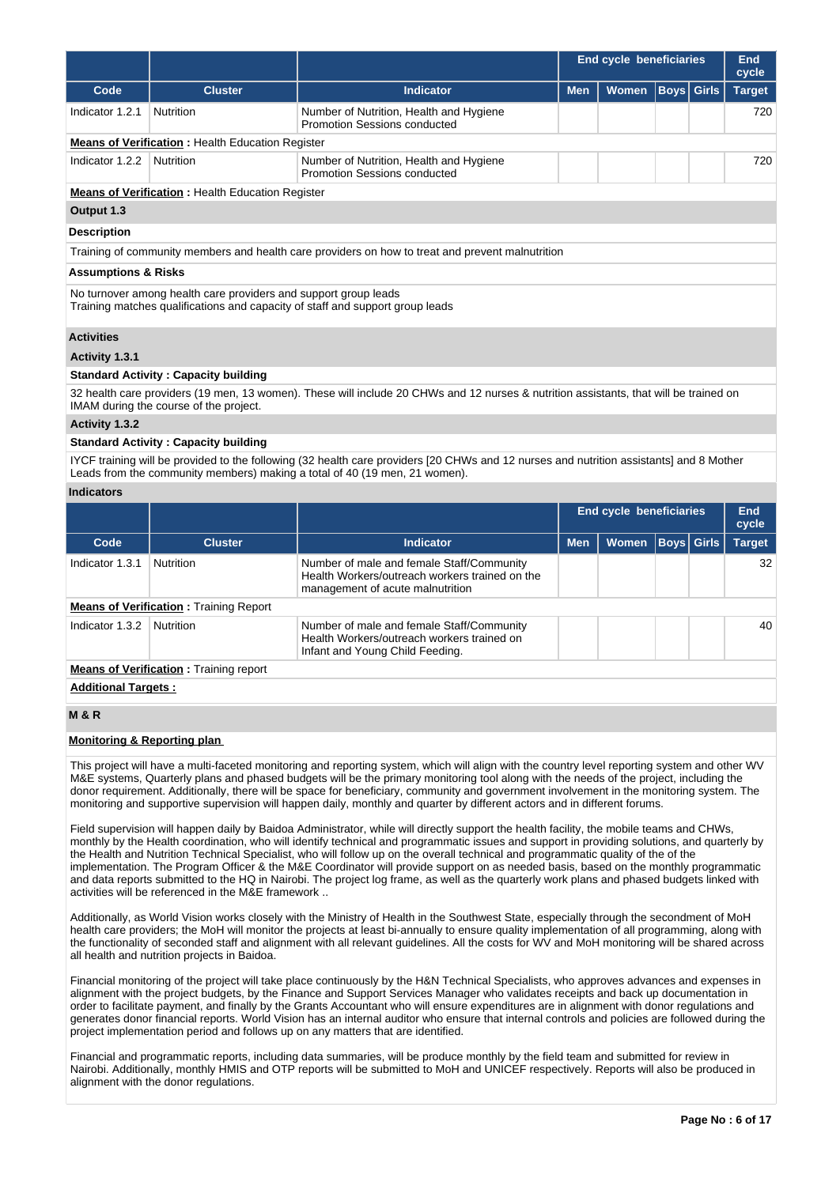| Code | Cluster | Indicator | End cycle beneficiaries | | | | End cycle |
|---|---|---|---|---|---|---|---|
| | | | Men | Women | Boys | Girls | Target |
| Indicator 1.2.1 | Nutrition | Number of Nutrition, Health and Hygiene Promotion Sessions conducted | | | | | 720 |
| **Means of Verification** : Health Education Register | | | | | | | |
| Indicator 1.2.2 | Nutrition | Number of Nutrition, Health and Hygiene Promotion Sessions conducted | | | | | 720 |
| **Means of Verification** : Health Education Register | | | | | | | |

**Output 1.3**

**Description**

Training of community members and health care providers on how to treat and prevent malnutrition

**Assumptions & Risks**

No turnover among health care providers and support group leads
Training matches qualifications and capacity of staff and support group leads

**Activities**

**Activity 1.3.1**

**Standard Activity : Capacity building**

32 health care providers (19 men, 13 women). These will include 20 CHWs and 12 nurses & nutrition assistants, that will be trained on IMAM during the course of the project.

**Activity 1.3.2**

**Standard Activity : Capacity building**

IYCF training will be provided to the following (32 health care providers [20 CHWs and 12 nurses and nutrition assistants] and 8 Mother Leads from the community members) making a total of 40 (19 men, 21 women).

**Indicators**

| Code | Cluster | Indicator | End cycle beneficiaries | | | | End cycle |
|---|---|---|---|---|---|---|---|
| | | | Men | Women | Boys | Girls | Target |
| Indicator 1.3.1 | Nutrition | Number of male and female Staff/Community Health Workers/outreach workers trained on the management of acute malnutrition | | | | | 32 |
| **Means of Verification** : Training Report | | | | | | | |
| Indicator 1.3.2 | Nutrition | Number of male and female Staff/Community Health Workers/outreach workers trained on Infant and Young Child Feeding. | | | | | 40 |
| **Means of Verification** : Training report | | | | | | | |

**Additional Targets :**

**M & R**

**Monitoring & Reporting plan**

This project will have a multi-faceted monitoring and reporting system, which will align with the country level reporting system and other WV M&E systems, Quarterly plans and phased budgets will be the primary monitoring tool along with the needs of the project, including the donor requirement. Additionally, there will be space for beneficiary, community and government involvement in the monitoring system. The monitoring and supportive supervision will happen daily, monthly and quarter by different actors and in different forums.

Field supervision will happen daily by Baidoa Administrator, while will directly support the health facility, the mobile teams and CHWs, monthly by the Health coordination, who will identify technical and programmatic issues and support in providing solutions, and quarterly by the Health and Nutrition Technical Specialist, who will follow up on the overall technical and programmatic quality of the of the implementation. The Program Officer & the M&E Coordinator will provide support on as needed basis, based on the monthly programmatic and data reports submitted to the HQ in Nairobi. The project log frame, as well as the quarterly work plans and phased budgets linked with activities will be referenced in the M&E framework ..

Additionally, as World Vision works closely with the Ministry of Health in the Southwest State, especially through the secondment of MoH health care providers; the MoH will monitor the projects at least bi-annually to ensure quality implementation of all programming, along with the functionality of seconded staff and alignment with all relevant guidelines. All the costs for WV and MoH monitoring will be shared across all health and nutrition projects in Baidoa.

Financial monitoring of the project will take place continuously by the H&N Technical Specialists, who approves advances and expenses in alignment with the project budgets, by the Finance and Support Services Manager who validates receipts and back up documentation in order to facilitate payment, and finally by the Grants Accountant who will ensure expenditures are in alignment with donor regulations and generates donor financial reports. World Vision has an internal auditor who ensure that internal controls and policies are followed during the project implementation period and follows up on any matters that are identified.

Financial and programmatic reports, including data summaries, will be produce monthly by the field team and submitted for review in Nairobi. Additionally, monthly HMIS and OTP reports will be submitted to MoH and UNICEF respectively. Reports will also be produced in alignment with the donor regulations.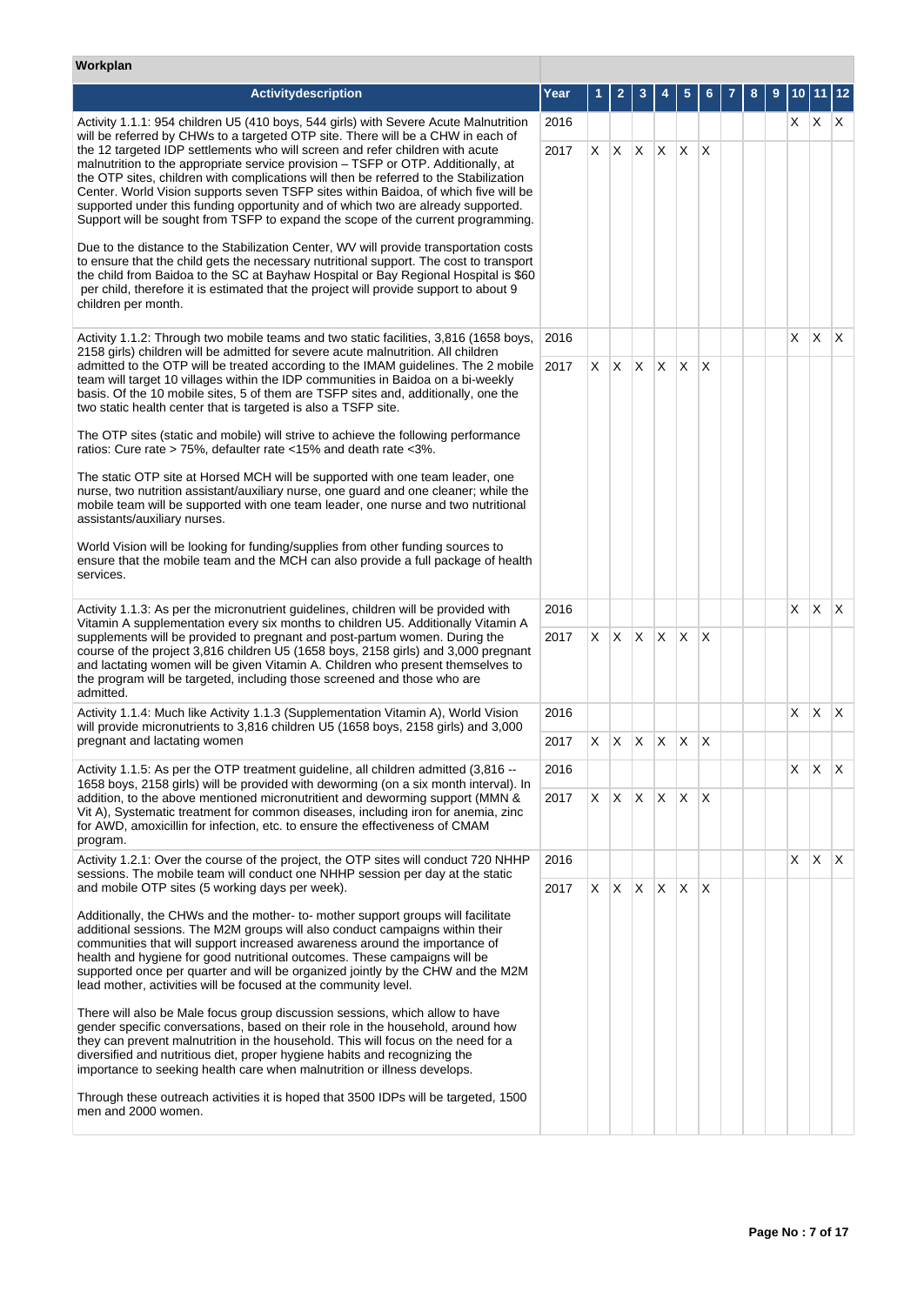**Workplan**

| Activitydescription | Year | 1 | 2 | 3 | 4 | 5 | 6 | 7 | 8 | 9 | 10 | 11 | 12 |
|---|---|---|---|---|---|---|---|---|---|---|---|---|---|
| Activity 1.1.1: 954 children U5 (410 boys, 544 girls) with Severe Acute Malnutrition will be referred by CHWs to a targeted OTP site. There will be a CHW in each of the 12 targeted IDP settlements who will screen and refer children with acute malnutrition to the appropriate service provision – TSFP or OTP. Additionally, at the OTP sites, children with complications will then be referred to the Stabilization Center. World Vision supports seven TSFP sites within Baidoa, of which five will be supported under this funding opportunity and of which two are already supported. Support will be sought from TSFP to expand the scope of the current programming.<br><br>Due to the distance to the Stabilization Center, WV will provide transportation costs to ensure that the child gets the necessary nutritional support. The cost to transport the child from Baidoa to the SC at Bayhaw Hospital or Bay Regional Hospital is $60 per child, therefore it is estimated that the project will provide support to about 9 children per month. | 2016 | | | | | | | | | | X | X | X |
| | 2017 | X | X | X | X | X | X | | | | | | |
| Activity 1.1.2: Through two mobile teams and two static facilities, 3,816 (1658 boys, 2158 girls) children will be admitted for severe acute malnutrition. All children admitted to the OTP will be treated according to the IMAM guidelines. The 2 mobile team will target 10 villages within the IDP communities in Baidoa on a bi-weekly basis. Of the 10 mobile sites, 5 of them are TSFP sites and, additionally, one the two static health center that is targeted is also a TSFP site.<br><br>The OTP sites (static and mobile) will strive to achieve the following performance ratios: Cure rate > 75%, defaulter rate <15% and death rate <3%.<br><br>The static OTP site at Horsed MCH will be supported with one team leader, one nurse, two nutrition assistant/auxiliary nurse, one guard and one cleaner; while the mobile team will be supported with one team leader, one nurse and two nutritional assistants/auxiliary nurses.<br><br>World Vision will be looking for funding/supplies from other funding sources to ensure that the mobile team and the MCH can also provide a full package of health services. | 2016 | | | | | | | | | | X | X | X |
| | 2017 | X | X | X | X | X | X | | | | | | |
| Activity 1.1.3: As per the micronutrient guidelines, children will be provided with Vitamin A supplementation every six months to children U5. Additionally Vitamin A supplements will be provided to pregnant and post-partum women. During the course of the project 3,816 children U5 (1658 boys, 2158 girls) and 3,000 pregnant and lactating women will be given Vitamin A. Children who present themselves to the program will be targeted, including those screened and those who are admitted. | 2016 | | | | | | | | | | X | X | X |
| | 2017 | X | X | X | X | X | X | | | | | | |
| Activity 1.1.4: Much like Activity 1.1.3 (Supplementation Vitamin A), World Vision will provide micronutrients to 3,816 children U5 (1658 boys, 2158 girls) and 3,000 pregnant and lactating women | 2016 | | | | | | | | | | X | X | X |
| | 2017 | X | X | X | X | X | X | | | | | | |
| Activity 1.1.5: As per the OTP treatment guideline, all children admitted (3,816 -- 1658 boys, 2158 girls) will be provided with deworming (on a six month interval). In addition, to the above mentioned micronutritient and deworming support (MMN & Vit A), Systematic treatment for common diseases, including iron for anemia, zinc for AWD, amoxicillin for infection, etc. to ensure the effectiveness of CMAM program. | 2016 | | | | | | | | | | X | X | X |
| | 2017 | X | X | X | X | X | X | | | | | | |
| Activity 1.2.1: Over the course of the project, the OTP sites will conduct 720 NHHP sessions. The mobile team will conduct one NHHP session per day at the static and mobile OTP sites (5 working days per week).<br><br>Additionally, the CHWs and the mother- to- mother support groups will facilitate additional sessions. The M2M groups will also conduct campaigns within their communities that will support increased awareness around the importance of health and hygiene for good nutritional outcomes. These campaigns will be supported once per quarter and will be organized jointly by the CHW and the M2M lead mother, activities will be focused at the community level.<br><br>There will also be Male focus group discussion sessions, which allow to have gender specific conversations, based on their role in the household, around how they can prevent malnutrition in the household. This will focus on the need for a diversified and nutritious diet, proper hygiene habits and recognizing the importance to seeking health care when malnutrition or illness develops.<br><br>Through these outreach activities it is hoped that 3500 IDPs will be targeted, 1500 men and 2000 women. | 2016 | | | | | | | | | | X | X | X |
| | 2017 | X | X | X | X | X | X | | | | | | |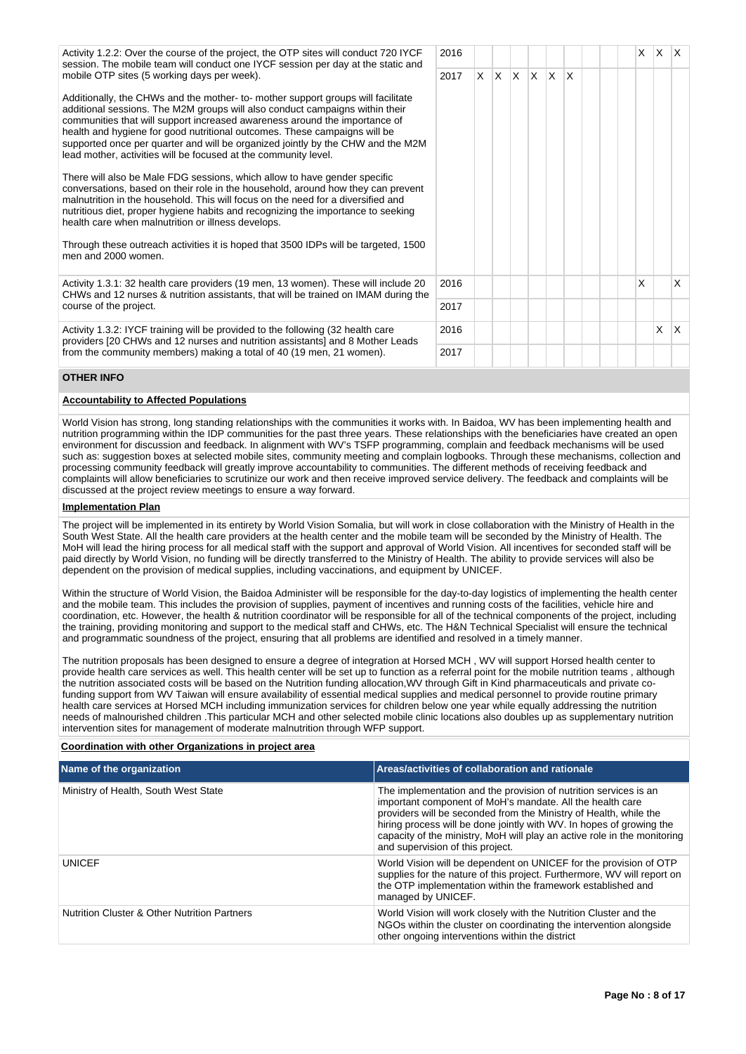| | | | | | | | | | | | | | |
|---|---|---|---|---|---|---|---|---|---|---|---|---|---|
| Activity 1.2.2: Over the course of the project, the OTP sites will conduct 720 IYCF session. The mobile team will conduct one IYCF session per day at the static and mobile OTP sites (5 working days per week).<br><br>Additionally, the CHWs and the mother- to- mother support groups will facilitate additional sessions. The M2M groups will also conduct campaigns within their communities that will support increased awareness around the importance of health and hygiene for good nutritional outcomes. These campaigns will be supported once per quarter and will be organized jointly by the CHW and the M2M lead mother, activities will be focused at the community level.<br><br>There will also be Male FDG sessions, which allow to have gender specific conversations, based on their role in the household, around how they can prevent malnutrition in the household. This will focus on the need for a diversified and nutritious diet, proper hygiene habits and recognizing the importance to seeking health care when malnutrition or illness develops.<br><br>Through these outreach activities it is hoped that 3500 IDPs will be targeted, 1500 men and 2000 women. | 2016 | | | | | | | | | | X | X | X |
| | 2017 | X | X | X | X | X | X | | | | | | |
| Activity 1.3.1: 32 health care providers (19 men, 13 women). These will include 20 CHWs and 12 nurses & nutrition assistants, that will be trained on IMAM during the course of the project. | 2016 | | | | | | | | | | X | | X |
| | 2017 | | | | | | | | | | | | |
| Activity 1.3.2: IYCF training will be provided to the following (32 health care providers [20 CHWs and 12 nurses and nutrition assistants] and 8 Mother Leads from the community members) making a total of 40 (19 men, 21 women). | 2016 | | | | | | | | | | | X | X |
| | 2017 | | | | | | | | | | | | |

## OTHER INFO

**Accountability to Affected Populations**

World Vision has strong, long standing relationships with the communities it works with. In Baidoa, WV has been implementing health and nutrition programming within the IDP communities for the past three years. These relationships with the beneficiaries have created an open environment for discussion and feedback. In alignment with WV's TSFP programming, complain and feedback mechanisms will be used such as: suggestion boxes at selected mobile sites, community meeting and complain logbooks. Through these mechanisms, collection and processing community feedback will greatly improve accountability to communities. The different methods of receiving feedback and complaints will allow beneficiaries to scrutinize our work and then receive improved service delivery. The feedback and complaints will be discussed at the project review meetings to ensure a way forward.

**Implementation Plan**

The project will be implemented in its entirety by World Vision Somalia, but will work in close collaboration with the Ministry of Health in the South West State. All the health care providers at the health center and the mobile team will be seconded by the Ministry of Health. The MoH will lead the hiring process for all medical staff with the support and approval of World Vision. All incentives for seconded staff will be paid directly by World Vision, no funding will be directly transferred to the Ministry of Health. The ability to provide services will also be dependent on the provision of medical supplies, including vaccinations, and equipment by UNICEF.

Within the structure of World Vision, the Baidoa Administer will be responsible for the day-to-day logistics of implementing the health center and the mobile team. This includes the provision of supplies, payment of incentives and running costs of the facilities, vehicle hire and coordination, etc. However, the health & nutrition coordinator will be responsible for all of the technical components of the project, including the training, providing monitoring and support to the medical staff and CHWs, etc. The H&N Technical Specialist will ensure the technical and programmatic soundness of the project, ensuring that all problems are identified and resolved in a timely manner.

The nutrition proposals has been designed to ensure a degree of integration at Horsed MCH , WV will support Horsed health center to provide health care services as well. This health center will be set up to function as a referral point for the mobile nutrition teams , although the nutrition associated costs will be based on the Nutrition funding allocation,WV through Gift in Kind pharmaceuticals and private co-funding support from WV Taiwan will ensure availability of essential medical supplies and medical personnel to provide routine primary health care services at Horsed MCH including immunization services for children below one year while equally addressing the nutrition needs of malnourished children .This particular MCH and other selected mobile clinic locations also doubles up as supplementary nutrition intervention sites for management of moderate malnutrition through WFP support.

**Coordination with other Organizations in project area**

| Name of the organization | Areas/activities of collaboration and rationale |
|---|---|
| Ministry of Health, South West State | The implementation and the provision of nutrition services is an important component of MoH's mandate. All the health care providers will be seconded from the Ministry of Health, while the hiring process will be done jointly with WV. In hopes of growing the capacity of the ministry, MoH will play an active role in the monitoring and supervision of this project. |
| UNICEF | World Vision will be dependent on UNICEF for the provision of OTP supplies for the nature of this project. Furthermore, WV will report on the OTP implementation within the framework established and managed by UNICEF. |
| Nutrition Cluster & Other Nutrition Partners | World Vision will work closely with the Nutrition Cluster and the NGOs within the cluster on coordinating the intervention alongside other ongoing interventions within the district |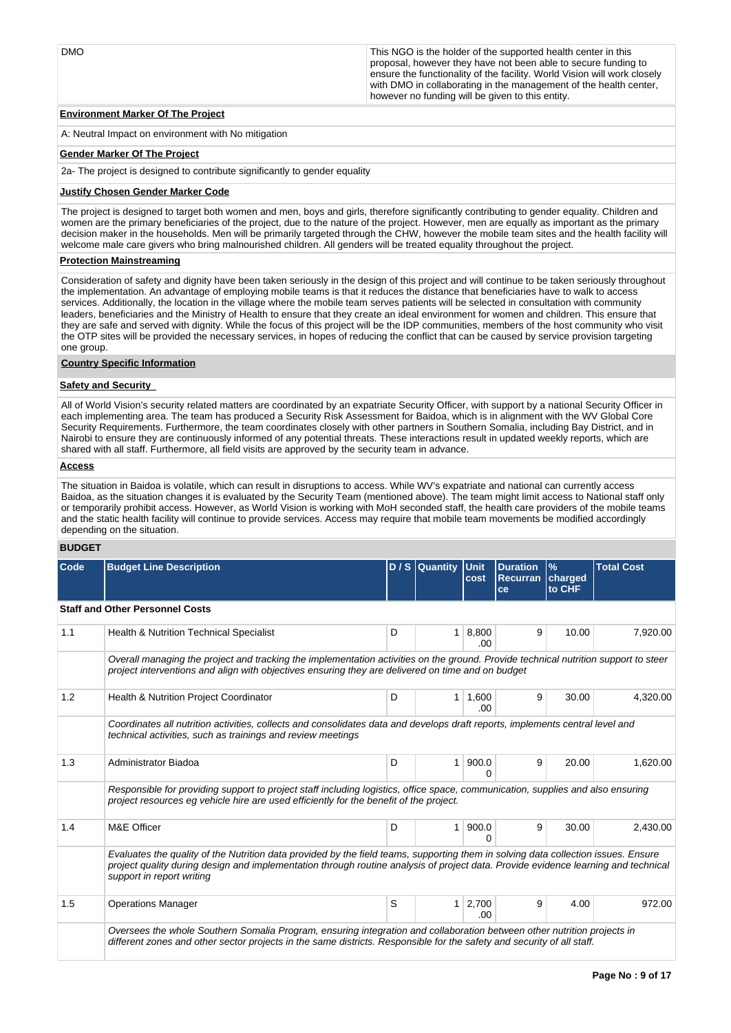| DMO | This NGO is the holder of the supported health center in this proposal, however they have not been able to secure funding to ensure the functionality of the facility. World Vision will work closely with DMO in collaborating in the management of the health center, however no funding will be given to this entity. |
|---|---|

**Environment Marker Of The Project**

A: Neutral Impact on environment with No mitigation

**Gender Marker Of The Project**

2a- The project is designed to contribute significantly to gender equality

**Justify Chosen Gender Marker Code**

The project is designed to target both women and men, boys and girls, therefore significantly contributing to gender equality. Children and women are the primary beneficiaries of the project, due to the nature of the project. However, men are equally as important as the primary decision maker in the households. Men will be primarily targeted through the CHW, however the mobile team sites and the health facility will welcome male care givers who bring malnourished children. All genders will be treated equality throughout the project.

**Protection Mainstreaming**

Consideration of safety and dignity have been taken seriously in the design of this project and will continue to be taken seriously throughout the implementation. An advantage of employing mobile teams is that it reduces the distance that beneficiaries have to walk to access services. Additionally, the location in the village where the mobile team serves patients will be selected in consultation with community leaders, beneficiaries and the Ministry of Health to ensure that they create an ideal environment for women and children. This ensure that they are safe and served with dignity. While the focus of this project will be the IDP communities, members of the host community who visit the OTP sites will be provided the necessary services, in hopes of reducing the conflict that can be caused by service provision targeting one group.

**Country Specific Information**

**Safety and Security**

All of World Vision's security related matters are coordinated by an expatriate Security Officer, with support by a national Security Officer in each implementing area. The team has produced a Security Risk Assessment for Baidoa, which is in alignment with the WV Global Core Security Requirements. Furthermore, the team coordinates closely with other partners in Southern Somalia, including Bay District, and in Nairobi to ensure they are continuously informed of any potential threats. These interactions result in updated weekly reports, which are shared with all staff. Furthermore, all field visits are approved by the security team in advance.

**Access**

The situation in Baidoa is volatile, which can result in disruptions to access. While WV's expatriate and national can currently access Baidoa, as the situation changes it is evaluated by the Security Team (mentioned above). The team might limit access to National staff only or temporarily prohibit access. However, as World Vision is working with MoH seconded staff, the health care providers of the mobile teams and the static health facility will continue to provide services. Access may require that mobile team movements be modified accordingly depending on the situation.

**BUDGET**

| Code | Budget Line Description | D / S | Quantity | Unit cost | Duration Recurrance | % charged to CHF | Total Cost |
|---|---|---|---|---|---|---|---|
| **Staff and Other Personnel Costs** | | | | | | | |
| 1.1 | Health & Nutrition Technical Specialist | D | 1 | 8,800.00 | 9 | 10.00 | 7,920.00 |
| | *Overall managing the project and tracking the implementation activities on the ground. Provide technical nutrition support to steer project interventions and align with objectives ensuring they are delivered on time and on budget* | | | | | | |
| 1.2 | Health & Nutrition Project Coordinator | D | 1 | 1,600.00 | 9 | 30.00 | 4,320.00 |
| | *Coordinates all nutrition activities, collects and consolidates data and develops draft reports, implements central level and technical activities, such as trainings and review meetings* | | | | | | |
| 1.3 | Administrator Biadoa | D | 1 | 900.00 | 9 | 20.00 | 1,620.00 |
| | *Responsible for providing support to project staff including logistics, office space, communication, supplies and also ensuring project resources eg vehicle hire are used efficiently for the benefit of the project.* | | | | | | |
| 1.4 | M&E Officer | D | 1 | 900.00 | 9 | 30.00 | 2,430.00 |
| | *Evaluates the quality of the Nutrition data provided by the field teams, supporting them in solving data collection issues. Ensure project quality during design and implementation through routine analysis of project data. Provide evidence learning and technical support in report writing* | | | | | | |
| 1.5 | Operations Manager | S | 1 | 2,700.00 | 9 | 4.00 | 972.00 |
| | *Oversees the whole Southern Somalia Program, ensuring integration and collaboration between other nutrition projects in different zones and other sector projects in the same districts. Responsible for the safety and security of all staff.* | | | | | | |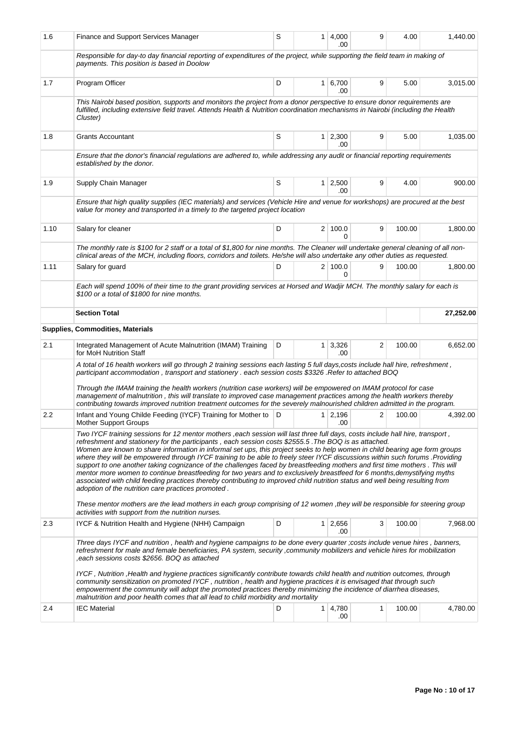| | | | | | | | |
|---|---|---|---|---|---|---|---|
| 1.6 | Finance and Support Services Manager | S | 1 | 4,000.00 | 9 | 4.00 | 1,440.00 |
| | *Responsible for day-to day financial reporting of expenditures of the project, while supporting the field team in making of payments. This position is based in Doolow* | | | | | | |
| 1.7 | Program Officer | D | 1 | 6,700.00 | 9 | 5.00 | 3,015.00 |
| | *This Nairobi based position, supports and monitors the project from a donor perspective to ensure donor requirements are fulfilled, including extensive field travel. Attends Health & Nutrition coordination mechanisms in Nairobi (including the Health Cluster)* | | | | | | |
| 1.8 | Grants Accountant | S | 1 | 2,300.00 | 9 | 5.00 | 1,035.00 |
| | *Ensure that the donor's financial regulations are adhered to, while addressing any audit or financial reporting requirements established by the donor.* | | | | | | |
| 1.9 | Supply Chain Manager | S | 1 | 2,500.00 | 9 | 4.00 | 900.00 |
| | *Ensure that high quality supplies (IEC materials) and services (Vehicle Hire and venue for workshops) are procured at the best value for money and transported in a timely to the targeted project location* | | | | | | |
| 1.10 | Salary for cleaner | D | 2 | 100.00 | 9 | 100.00 | 1,800.00 |
| | *The monthly rate is $100 for 2 staff or a total of $1,800 for nine months. The Cleaner will undertake general cleaning of all non-clinical areas of the MCH, including floors, corridors and toilets. He/she will also undertake any other duties as requested.* | | | | | | |
| 1.11 | Salary for guard | D | 2 | 100.00 | 9 | 100.00 | 1,800.00 |
| | *Each will spend 100% of their time to the grant providing services at Horsed and Wadjir MCH. The monthly salary for each is $100 or a total of $1800 for nine months.* | | | | | | |
| | **Section Total** | | | | | | **27,252.00** |
| **Supplies, Commodities, Materials** | | | | | | | |
| 2.1 | Integrated Management of Acute Malnutrition (IMAM) Training for MoH Nutrition Staff | D | 1 | 3,326.00 | 2 | 100.00 | 6,652.00 |
| | *A total of 16 health workers will go through 2 training sessions each lasting 5 full days,costs include hall hire, refreshment , participant accommodation , transport and stationery . each session costs $3326 .Refer to attached BOQ*<br><br>*Through the IMAM training the health workers (nutrition case workers) will be empowered on IMAM protocol for case management of malnutrition , this will translate to improved case management practices among the health workers thereby contributing towards improved nutrition treatment outcomes for the severely malnourished children admitted in the program.* | | | | | | |
| 2.2 | Infant and Young Childe Feeding (IYCF) Training for Mother to Mother Support Groups | D | 1 | 2,196.00 | 2 | 100.00 | 4,392.00 |
| | *Two IYCF training sessions for 12 mentor mothers ,each session will last three full days, costs include hall hire, transport , refreshment and stationery for the participants , each session costs $2555.5 .The BOQ is as attached. Women are known to share information in informal set ups, this project seeks to help women in child bearing age form groups where they will be empowered through IYCF training to be able to freely steer IYCF discussions within such forums .Providing support to one another taking cognizance of the challenges faced by breastfeeding mothers and first time mothers . This will mentor more women to continue breastfeeding for two years and to exclusively breastfeed for 6 months,demystifying myths associated with child feeding practices thereby contributing to improved child nutrition status and well being resulting from adoption of the nutrition care practices promoted .*<br><br>*These mentor mothers are the lead mothers in each group comprising of 12 women ,they will be responsible for steering group activities with support from the nutrition nurses.* | | | | | | |
| 2.3 | IYCF & Nutrition Health and Hygiene (NHH) Campaign | D | 1 | 2,656.00 | 3 | 100.00 | 7,968.00 |
| | *Three days IYCF and nutrition , health and hygiene campaigns to be done every quarter ;costs include venue hires , banners, refreshment for male and female beneficiaries, PA system, security ,community mobilizers and vehicle hires for mobilization ,each sessions costs $2656. BOQ as attached*<br><br>*IYCF , Nutrition ,Health and hygiene practices significantly contribute towards child health and nutrition outcomes, through community sensitization on promoted IYCF , nutrition , health and hygiene practices it is envisaged that through such empowerment the community will adopt the promoted practices thereby minimizing the incidence of diarrhea diseases, malnutrition and poor health comes that all lead to child morbidity and mortality* | | | | | | |
| 2.4 | IEC Material | D | 1 | 4,780.00 | 1 | 100.00 | 4,780.00 |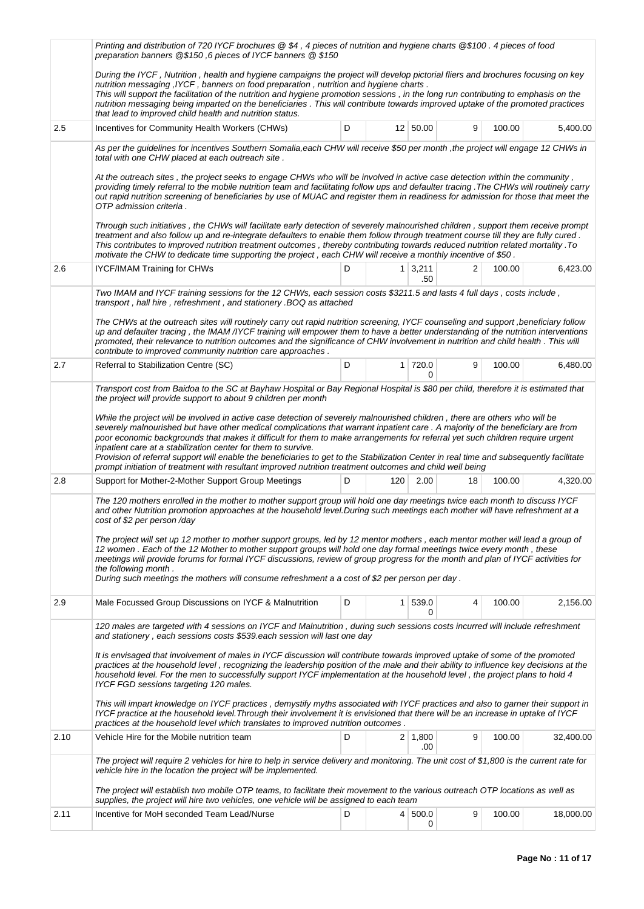| | | | | | | | |
|---|---|---|---|---|---|---|---|
| | *Printing and distribution of 720 IYCF brochures @ $4 , 4 pieces of nutrition and hygiene charts @$100 . 4 pieces of food preparation banners @$150 ,6 pieces of IYCF banners @ $150*<br><br>*During the IYCF , Nutrition , health and hygiene campaigns the project will develop pictorial fliers and brochures focusing on key nutrition messaging ,IYCF , banners on food preparation , nutrition and hygiene charts .*<br>*This will support the facilitation of the nutrition and hygiene promotion sessions , in the long run contributing to emphasis on the nutrition messaging being imparted on the beneficiaries . This will contribute towards improved uptake of the promoted practices that lead to improved child health and nutrition status.* | | | | | | |
| 2.5 | Incentives for Community Health Workers (CHWs) | D | 12 | 50.00 | 9 | 100.00 | 5,400.00 |
| | *As per the guidelines for incentives Southern Somalia,each CHW will receive $50 per month ,the project will engage 12 CHWs in total with one CHW placed at each outreach site .*<br><br>*At the outreach sites , the project seeks to engage CHWs who will be involved in active case detection within the community , providing timely referral to the mobile nutrition team and facilitating follow ups and defaulter tracing .The CHWs will routinely carry out rapid nutrition screening of beneficiaries by use of MUAC and register them in readiness for admission for those that meet the OTP admission criteria .*<br><br>*Through such initiatives , the CHWs will facilitate early detection of severely malnourished children , support them receive prompt treatment and also follow up and re-integrate defaulters to enable them follow through treatment course till they are fully cured . This contributes to improved nutrition treatment outcomes , thereby contributing towards reduced nutrition related mortality .To motivate the CHW to dedicate time supporting the project , each CHW will receive a monthly incentive of $50 .* | | | | | | |
| 2.6 | IYCF/IMAM Training for CHWs | D | 1 | 3,211.50 | 2 | 100.00 | 6,423.00 |
| | *Two IMAM and IYCF training sessions for the 12 CHWs, each session costs $3211.5 and lasts 4 full days , costs include , transport , hall hire , refreshment , and stationery .BOQ as attached*<br><br>*The CHWs at the outreach sites will routinely carry out rapid nutrition screening, IYCF counseling and support ,beneficiary follow up and defaulter tracing , the IMAM /IYCF training will empower them to have a better understanding of the nutrition interventions promoted, their relevance to nutrition outcomes and the significance of CHW involvement in nutrition and child health . This will contribute to improved community nutrition care approaches .* | | | | | | |
| 2.7 | Referral to Stabilization Centre (SC) | D | 1 | 720.00 | 9 | 100.00 | 6,480.00 |
| | *Transport cost from Baidoa to the SC at Bayhaw Hospital or Bay Regional Hospital is $80 per child, therefore it is estimated that the project will provide support to about 9 children per month*<br><br>*While the project will be involved in active case detection of severely malnourished children , there are others who will be severely malnourished but have other medical complications that warrant inpatient care . A majority of the beneficiary are from poor economic backgrounds that makes it difficult for them to make arrangements for referral yet such children require urgent inpatient care at a stabilization center for them to survive.*<br>*Provision of referral support will enable the beneficiaries to get to the Stabilization Center in real time and subsequently facilitate prompt initiation of treatment with resultant improved nutrition treatment outcomes and child well being* | | | | | | |
| 2.8 | Support for Mother-2-Mother Support Group Meetings | D | 120 | 2.00 | 18 | 100.00 | 4,320.00 |
| | *The 120 mothers enrolled in the mother to mother support group will hold one day meetings twice each month to discuss IYCF and other Nutrition promotion approaches at the household level.During such meetings each mother will have refreshment at a cost of $2 per person /day*<br><br>*The project will set up 12 mother to mother support groups, led by 12 mentor mothers , each mentor mother will lead a group of 12 women . Each of the 12 Mother to mother support groups will hold one day formal meetings twice every month , these meetings will provide forums for formal IYCF discussions, review of group progress for the month and plan of IYCF activities for the following month .*<br>*During such meetings the mothers will consume refreshment a a cost of $2 per person per day .* | | | | | | |
| 2.9 | Male Focussed Group Discussions on IYCF & Malnutrition | D | 1 | 539.00 | 4 | 100.00 | 2,156.00 |
| | *120 males are targeted with 4 sessions on IYCF and Malnutrition , during such sessions costs incurred will include refreshment and stationery , each sessions costs $539.each session will last one day*<br><br>*It is envisaged that involvement of males in IYCF discussion will contribute towards improved uptake of some of the promoted practices at the household level , recognizing the leadership position of the male and their ability to influence key decisions at the household level. For the men to successfully support IYCF implementation at the household level , the project plans to hold 4 IYCF FGD sessions targeting 120 males.*<br><br>*This will impart knowledge on IYCF practices , demystify myths associated with IYCF practices and also to garner their support in IYCF practice at the household level.Through their involvement it is envisioned that there will be an increase in uptake of IYCF practices at the household level which translates to improved nutrition outcomes .* | | | | | | |
| 2.10 | Vehicle Hire for the Mobile nutrition team | D | 2 | 1,800.00 | 9 | 100.00 | 32,400.00 |
| | *The project will require 2 vehicles for hire to help in service delivery and monitoring. The unit cost of $1,800 is the current rate for vehicle hire in the location the project will be implemented.*<br><br>*The project will establish two mobile OTP teams, to facilitate their movement to the various outreach OTP locations as well as supplies, the project will hire two vehicles, one vehicle will be assigned to each team* | | | | | | |
| 2.11 | Incentive for MoH seconded Team Lead/Nurse | D | 4 | 500.00 | 9 | 100.00 | 18,000.00 |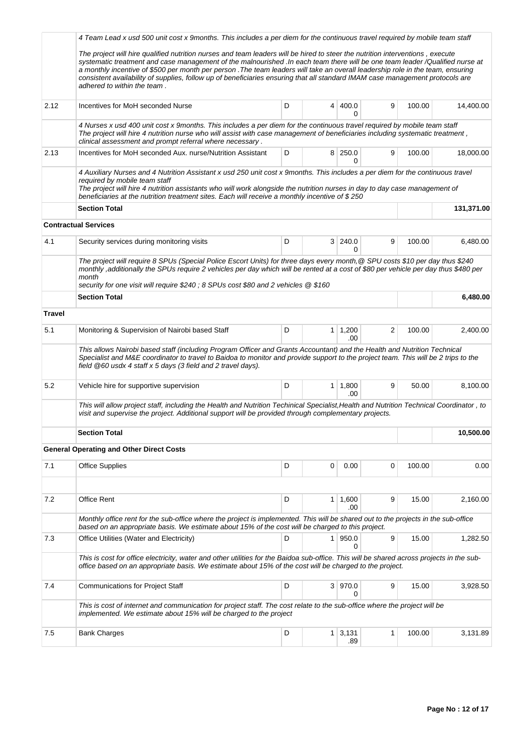| | | | | | | | |
|---|---|---|---|---|---|---|---|
| | *4 Team Lead x usd 500 unit cost x 9months. This includes a per diem for the continuous travel required by mobile team staff*<br><br>*The project will hire qualified nutrition nurses and team leaders will be hired to steer the nutrition interventions , execute systematic treatment and case management of the malnourished .In each team there will be one team leader /Qualified nurse at a monthly incentive of $500 per month per person .The team leaders will take an overall leadership role in the team, ensuring consistent availability of supplies, follow up of beneficiaries ensuring that all standard IMAM case management protocols are adhered to within the team .* | | | | | | |
| 2.12 | Incentives for MoH seconded Nurse | D | 4 | 400.00 | 9 | 100.00 | 14,400.00 |
| | *4 Nurses x usd 400 unit cost x 9months. This includes a per diem for the continuous travel required by mobile team staff*<br>*The project will hire 4 nutrition nurse who will assist with case management of beneficiaries including systematic treatment , clinical assessment and prompt referral where necessary .* | | | | | | |
| 2.13 | Incentives for MoH seconded Aux. nurse/Nutrition Assistant | D | 8 | 250.00 | 9 | 100.00 | 18,000.00 |
| | *4 Auxiliary Nurses and 4 Nutrition Assistant x usd 250 unit cost x 9months. This includes a per diem for the continuous travel required by mobile team staff*<br>*The project will hire 4 nutrition assistants who will work alongside the nutrition nurses in day to day case management of beneficiaries at the nutrition treatment sites. Each will receive a monthly incentive of $ 250* | | | | | | |
| | **Section Total** | | | | | | **131,371.00** |
| **Contractual Services** | | | | | | | |
| 4.1 | Security services during monitoring visits | D | 3 | 240.00 | 9 | 100.00 | 6,480.00 |
| | *The project will require 8 SPUs (Special Police Escort Units) for three days every month,@ SPU costs $10 per day thus $240 monthly ,additionally the SPUs require 2 vehicles per day which will be rented at a cost of $80 per vehicle per day thus $480 per month*<br>*security for one visit will require $240 ; 8 SPUs cost $80 and 2 vehicles @ $160* | | | | | | |
| | **Section Total** | | | | | | **6,480.00** |
| **Travel** | | | | | | | |
| 5.1 | Monitoring & Supervision of Nairobi based Staff | D | 1 | 1,200.00 | 2 | 100.00 | 2,400.00 |
| | *This allows Nairobi based staff (including Program Officer and Grants Accountant) and the Health and Nutrition Technical Specialist and M&E coordinator to travel to Baidoa to monitor and provide support to the project team. This will be 2 trips to the field @60 usdx 4 staff x 5 days (3 field and 2 travel days).* | | | | | | |
| 5.2 | Vehicle hire for supportive supervision | D | 1 | 1,800.00 | 9 | 50.00 | 8,100.00 |
| | *This will allow project staff, including the Health and Nutrition Techinical Specialist,Health and Nutrition Technical Coordinator , to visit and supervise the project. Additional support will be provided through complementary projects.* | | | | | | |
| | **Section Total** | | | | | | **10,500.00** |
| **General Operating and Other Direct Costs** | | | | | | | |
| 7.1 | Office Supplies | D | 0 | 0.00 | 0 | 100.00 | 0.00 |
| | | | | | | | |
| 7.2 | Office Rent | D | 1 | 1,600.00 | 9 | 15.00 | 2,160.00 |
| | *Monthly office rent for the sub-office where the project is implemented. This will be shared out to the projects in the sub-office based on an appropriate basis. We estimate about 15% of the cost will be charged to this project.* | | | | | | |
| 7.3 | Office Utilities (Water and Electricity) | D | 1 | 950.00 | 9 | 15.00 | 1,282.50 |
| | *This is cost for office electricity, water and other utilities for the Baidoa sub-office. This will be shared across projects in the sub-office based on an appropriate basis. We estimate about 15% of the cost will be charged to the project.* | | | | | | |
| 7.4 | Communications for Project Staff | D | 3 | 970.00 | 9 | 15.00 | 3,928.50 |
| | *This is cost of internet and communication for project staff. The cost relate to the sub-office where the project will be implemented. We estimate about 15% will be charged to the project* | | | | | | |
| 7.5 | Bank Charges | D | 1 | 3,131.89 | 1 | 100.00 | 3,131.89 |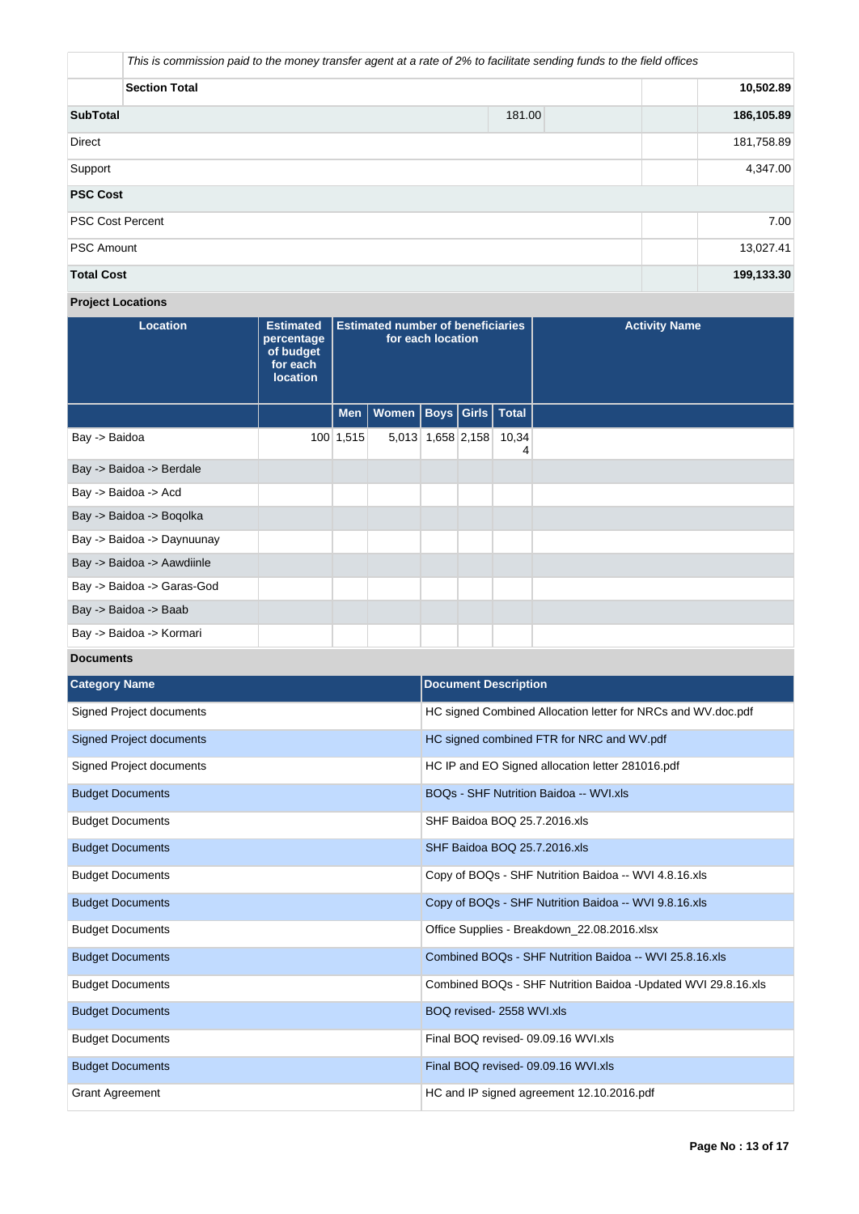| | | | | | |
|---|---|---|---|---|---|
| | *This is commission paid to the money transfer agent at a rate of 2% to facilitate sending funds to the field offices* | | | | |
| | **Section Total** | | | | **10,502.89** |
| **SubTotal** | | 181.00 | | | **186,105.89** |
| Direct | | | | | 181,758.89 |
| Support | | | | | 4,347.00 |
| **PSC Cost** | | | | | |
| PSC Cost Percent | | | | | 7.00 |
| PSC Amount | | | | | 13,027.41 |
| **Total Cost** | | | | | **199,133.30** |

**Project Locations**

| Location | Estimated percentage of budget for each location | Estimated number of beneficiaries for each location | | | | | Activity Name |
|---|---|---|---|---|---|---|---|
| | | Men | Women | Boys | Girls | Total | |
| Bay -> Baidoa | 100 | 1,515 | 5,013 | 1,658 | 2,158 | 10,344 | |
| Bay -> Baidoa -> Berdale | | | | | | | |
| Bay -> Baidoa -> Acd | | | | | | | |
| Bay -> Baidoa -> Boqolka | | | | | | | |
| Bay -> Baidoa -> Daynuunay | | | | | | | |
| Bay -> Baidoa -> Aawdiinle | | | | | | | |
| Bay -> Baidoa -> Garas-God | | | | | | | |
| Bay -> Baidoa -> Baab | | | | | | | |
| Bay -> Baidoa -> Kormari | | | | | | | |

**Documents**

| Category Name | Document Description |
|---|---|
| Signed Project documents | HC signed Combined Allocation letter for NRCs and WV.doc.pdf |
| Signed Project documents | HC signed combined FTR for NRC and WV.pdf |
| Signed Project documents | HC IP and EO Signed allocation letter 281016.pdf |
| Budget Documents | BOQs - SHF Nutrition Baidoa -- WVI.xls |
| Budget Documents | SHF Baidoa BOQ 25.7.2016.xls |
| Budget Documents | SHF Baidoa BOQ 25.7.2016.xls |
| Budget Documents | Copy of BOQs - SHF Nutrition Baidoa -- WVI 4.8.16.xls |
| Budget Documents | Copy of BOQs - SHF Nutrition Baidoa -- WVI 9.8.16.xls |
| Budget Documents | Office Supplies - Breakdown_22.08.2016.xlsx |
| Budget Documents | Combined BOQs - SHF Nutrition Baidoa -- WVI 25.8.16.xls |
| Budget Documents | Combined BOQs - SHF Nutrition Baidoa -Updated WVI 29.8.16.xls |
| Budget Documents | BOQ revised- 2558 WVI.xls |
| Budget Documents | Final BOQ revised- 09.09.16 WVI.xls |
| Budget Documents | Final BOQ revised- 09.09.16 WVI.xls |
| Grant Agreement | HC and IP signed agreement 12.10.2016.pdf |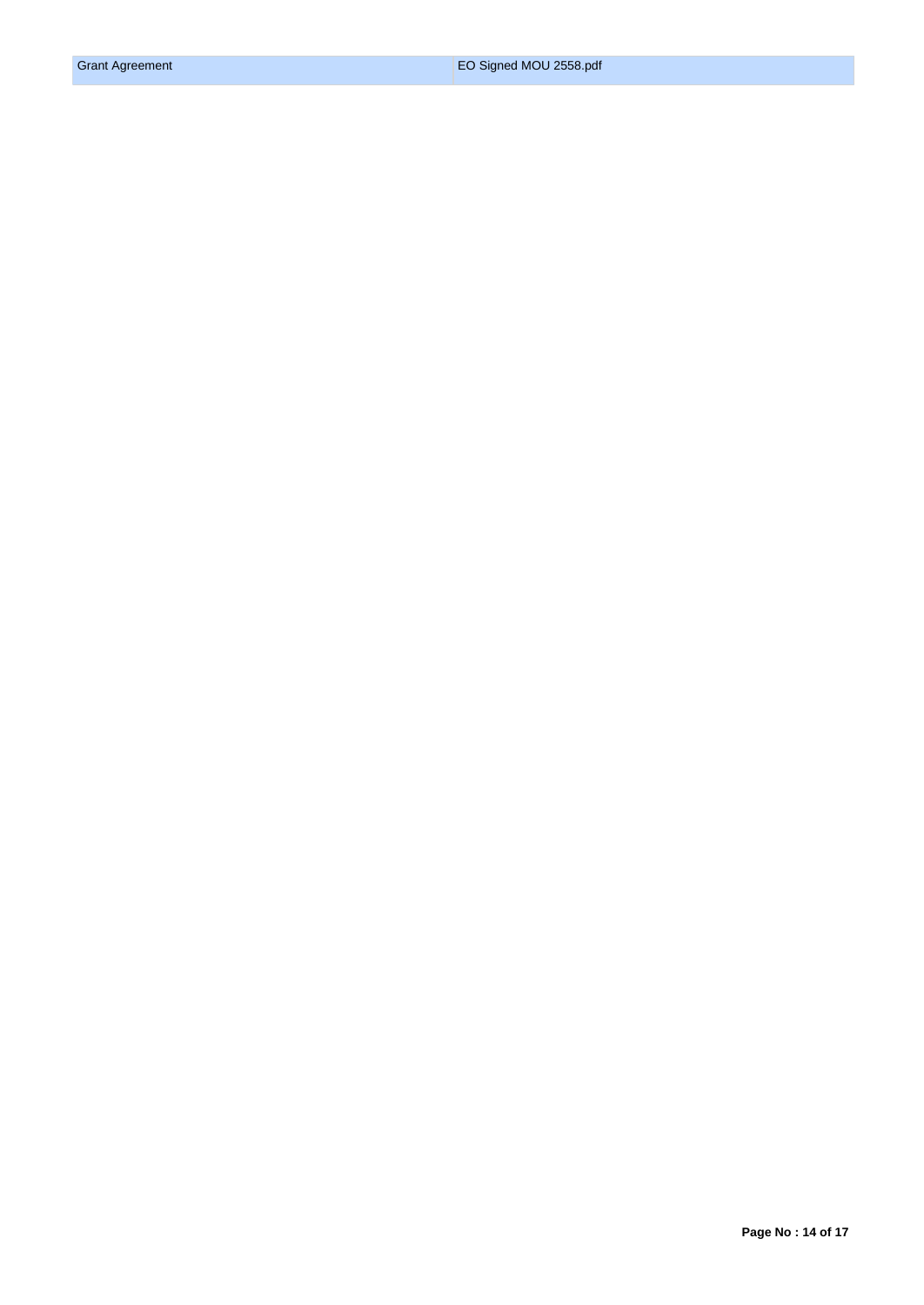| | |
|---|---|
| Grant Agreement | EO Signed MOU 2558.pdf |